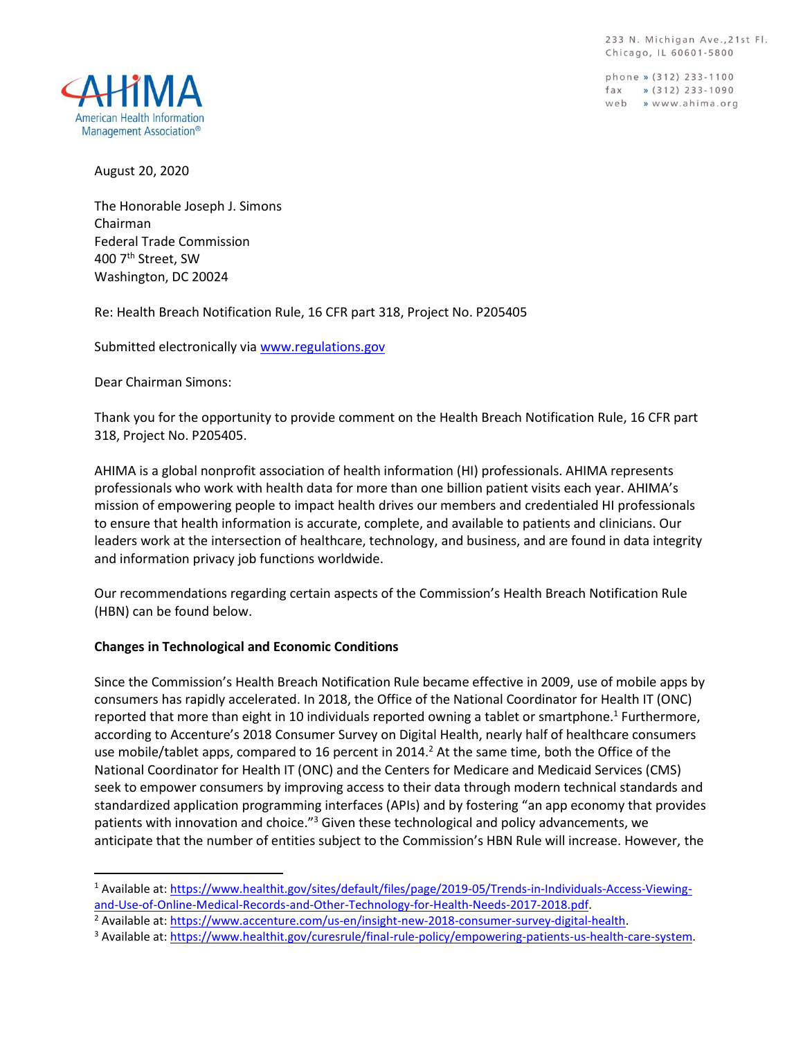AHIMA American Health Information Management Association®

233 N. Michigan Ave., 21st Fl.
Chicago, IL 60601-5800

phone » (312) 233-1100
fax » (312) 233-1090
web » www.ahima.org

August 20, 2020

The Honorable Joseph J. Simons
Chairman
Federal Trade Commission
400 7th Street, SW
Washington, DC 20024

Re: Health Breach Notification Rule, 16 CFR part 318, Project No. P205405

Submitted electronically via [www.regulations.gov](http://www.regulations.gov)

Dear Chairman Simons:

Thank you for the opportunity to provide comment on the Health Breach Notification Rule, 16 CFR part 318, Project No. P205405.

AHIMA is a global nonprofit association of health information (HI) professionals. AHIMA represents professionals who work with health data for more than one billion patient visits each year. AHIMA's mission of empowering people to impact health drives our members and credentialed HI professionals to ensure that health information is accurate, complete, and available to patients and clinicians. Our leaders work at the intersection of healthcare, technology, and business, and are found in data integrity and information privacy job functions worldwide.

Our recommendations regarding certain aspects of the Commission's Health Breach Notification Rule (HBN) can be found below.

**Changes in Technological and Economic Conditions**

Since the Commission's Health Breach Notification Rule became effective in 2009, use of mobile apps by consumers has rapidly accelerated. In 2018, the Office of the National Coordinator for Health IT (ONC) reported that more than eight in 10 individuals reported owning a tablet or smartphone.[1] Furthermore, according to Accenture's 2018 Consumer Survey on Digital Health, nearly half of healthcare consumers use mobile/tablet apps, compared to 16 percent in 2014.[2] At the same time, both the Office of the National Coordinator for Health IT (ONC) and the Centers for Medicare and Medicaid Services (CMS) seek to empower consumers by improving access to their data through modern technical standards and standardized application programming interfaces (APIs) and by fostering "an app economy that provides patients with innovation and choice."[3] Given these technological and policy advancements, we anticipate that the number of entities subject to the Commission's HBN Rule will increase. However, the

---

[1] Available at: [https://www.healthit.gov/sites/default/files/page/2019-05/Trends-in-Individuals-Access-Viewing-and-Use-of-Online-Medical-Records-and-Other-Technology-for-Health-Needs-2017-2018.pdf](https://www.healthit.gov/sites/default/files/page/2019-05/Trends-in-Individuals-Access-Viewing-and-Use-of-Online-Medical-Records-and-Other-Technology-for-Health-Needs-2017-2018.pdf).

[2] Available at: [https://www.accenture.com/us-en/insight-new-2018-consumer-survey-digital-health](https://www.accenture.com/us-en/insight-new-2018-consumer-survey-digital-health).

[3] Available at: [https://www.healthit.gov/curesrule/final-rule-policy/empowering-patients-us-health-care-system](https://www.healthit.gov/curesrule/final-rule-policy/empowering-patients-us-health-care-system).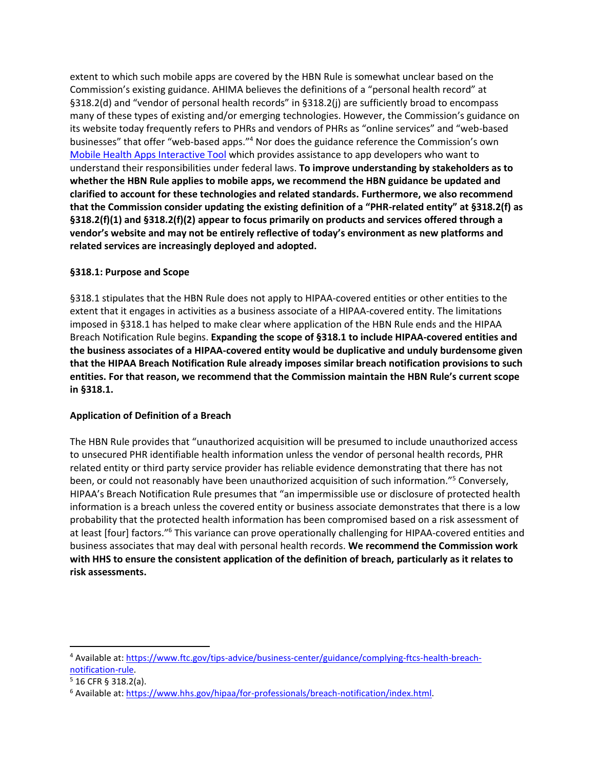extent to which such mobile apps are covered by the HBN Rule is somewhat unclear based on the Commission's existing guidance. AHIMA believes the definitions of a "personal health record" at §318.2(d) and "vendor of personal health records" in §318.2(j) are sufficiently broad to encompass many of these types of existing and/or emerging technologies. However, the Commission's guidance on its website today frequently refers to PHRs and vendors of PHRs as "online services" and "web-based businesses" that offer "web-based apps."[4] Nor does the guidance reference the Commission's own Mobile Health Apps Interactive Tool which provides assistance to app developers who want to understand their responsibilities under federal laws. **To improve understanding by stakeholders as to whether the HBN Rule applies to mobile apps, we recommend the HBN guidance be updated and clarified to account for these technologies and related standards. Furthermore, we also recommend that the Commission consider updating the existing definition of a "PHR-related entity" at §318.2(f) as §318.2(f)(1) and §318.2(f)(2) appear to focus primarily on products and services offered through a vendor's website and may not be entirely reflective of today's environment as new platforms and related services are increasingly deployed and adopted.**

**§318.1: Purpose and Scope**

§318.1 stipulates that the HBN Rule does not apply to HIPAA-covered entities or other entities to the extent that it engages in activities as a business associate of a HIPAA-covered entity. The limitations imposed in §318.1 has helped to make clear where application of the HBN Rule ends and the HIPAA Breach Notification Rule begins. **Expanding the scope of §318.1 to include HIPAA-covered entities and the business associates of a HIPAA-covered entity would be duplicative and unduly burdensome given that the HIPAA Breach Notification Rule already imposes similar breach notification provisions to such entities. For that reason, we recommend that the Commission maintain the HBN Rule's current scope in §318.1.**

**Application of Definition of a Breach**

The HBN Rule provides that "unauthorized acquisition will be presumed to include unauthorized access to unsecured PHR identifiable health information unless the vendor of personal health records, PHR related entity or third party service provider has reliable evidence demonstrating that there has not been, or could not reasonably have been unauthorized acquisition of such information."[5] Conversely, HIPAA's Breach Notification Rule presumes that "an impermissible use or disclosure of protected health information is a breach unless the covered entity or business associate demonstrates that there is a low probability that the protected health information has been compromised based on a risk assessment of at least [four] factors."[6] This variance can prove operationally challenging for HIPAA-covered entities and business associates that may deal with personal health records. **We recommend the Commission work with HHS to ensure the consistent application of the definition of breach, particularly as it relates to risk assessments.**

---

[4] Available at: https://www.ftc.gov/tips-advice/business-center/guidance/complying-ftcs-health-breach-notification-rule.

[5] 16 CFR § 318.2(a).

[6] Available at: https://www.hhs.gov/hipaa/for-professionals/breach-notification/index.html.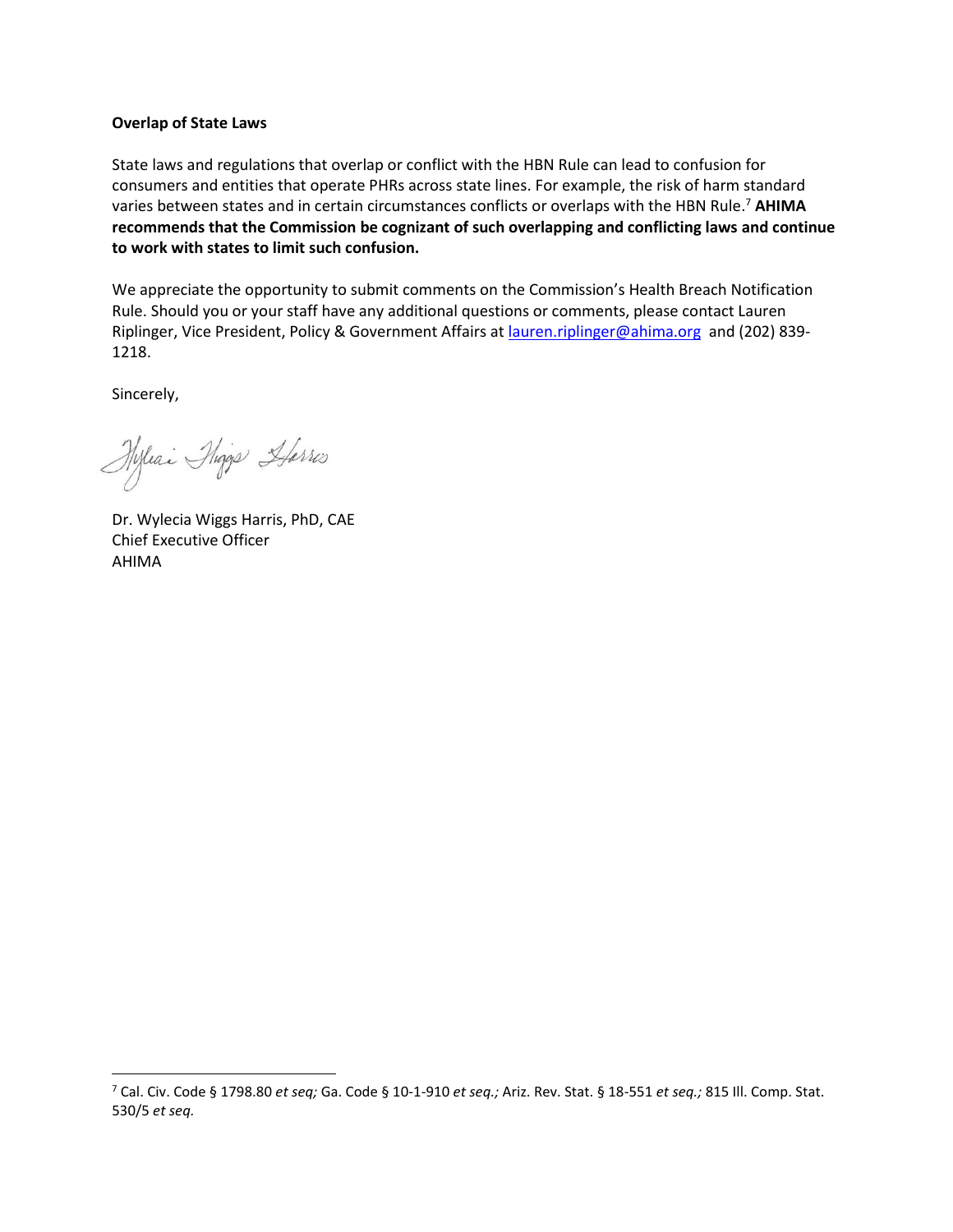**Overlap of State Laws**

State laws and regulations that overlap or conflict with the HBN Rule can lead to confusion for consumers and entities that operate PHRs across state lines. For example, the risk of harm standard varies between states and in certain circumstances conflicts or overlaps with the HBN Rule.[7] **AHIMA recommends that the Commission be cognizant of such overlapping and conflicting laws and continue to work with states to limit such confusion.**

We appreciate the opportunity to submit comments on the Commission's Health Breach Notification Rule. Should you or your staff have any additional questions or comments, please contact Lauren Riplinger, Vice President, Policy & Government Affairs at lauren.riplinger@ahima.org and (202) 839-1218.

Sincerely,

Dr. Wylecia Wiggs Harris, PhD, CAE
Chief Executive Officer
AHIMA

---

[7] Cal. Civ. Code § 1798.80 *et seq;* Ga. Code § 10-1-910 *et seq.;* Ariz. Rev. Stat. § 18-551 *et seq.;* 815 Ill. Comp. Stat. 530/5 *et seq.*